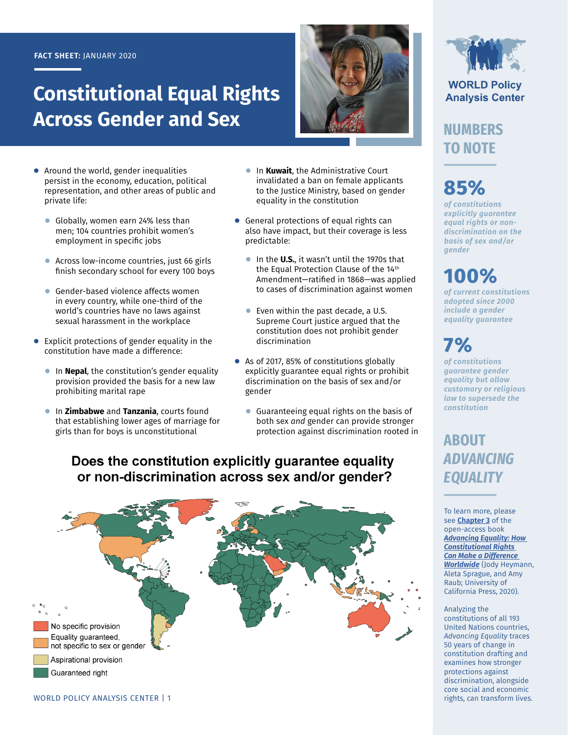FACT SHEET: JANUARY 2020

# Constitutional Equal Rights Across Gender and Sex

- Around the world, gender inequalities persist in the economy, education, political representation, and other areas of public and private life:
  - Globally, women earn 24% less than men; 104 countries prohibit women's employment in specific jobs
  - Across low-income countries, just 66 girls finish secondary school for every 100 boys
  - Gender-based violence affects women in every country, while one-third of the world's countries have no laws against sexual harassment in the workplace
- Explicit protections of gender equality in the constitution have made a difference:
  - In **Nepal**, the constitution's gender equality provision provided the basis for a new law prohibiting marital rape
  - In **Zimbabwe** and **Tanzania**, courts found that establishing lower ages of marriage for girls than for boys is unconstitutional
  - In **Kuwait**, the Administrative Court invalidated a ban on female applicants to the Justice Ministry, based on gender equality in the constitution
- General protections of equal rights can also have impact, but their coverage is less predictable:
  - In the **U.S.**, it wasn't until the 1970s that the Equal Protection Clause of the 14th Amendment—ratified in 1868—was applied to cases of discrimination against women
  - Even within the past decade, a U.S. Supreme Court justice argued that the constitution does not prohibit gender discrimination
- As of 2017, 85% of constitutions globally explicitly guarantee equal rights or prohibit discrimination on the basis of sex and/or gender
  - Guaranteeing equal rights on the basis of both sex *and* gender can provide stronger protection against discrimination rooted in

## Does the constitution explicitly guarantee equality or non-discrimination across sex and/or gender?

- No specific provision
- Equality guaranteed, not specific to sex or gender
- Aspirational provision
- Guaranteed right

WORLD Policy Analysis Center

## NUMBERS TO NOTE

**85%**
*of constitutions explicitly guarantee equal rights or non-discrimination on the basis of sex and/or gender*

**100%**
*of current constitutions adopted since 2000 include a gender equality guarantee*

**7%**
*of constitutions guarantee gender equality but allow customary or religious law to supersede the constitution*

## ABOUT *ADVANCING EQUALITY*

To learn more, please see **Chapter 3** of the open-access book ***Advancing Equality: How Constitutional Rights Can Make a Difference Worldwide*** (Jody Heymann, Aleta Sprague, and Amy Raub; University of California Press, 2020).

Analyzing the constitutions of all 193 United Nations countries, *Advancing Equality* traces 50 years of change in constitution drafting and examines how stronger protections against discrimination, alongside core social and economic rights, can transform lives.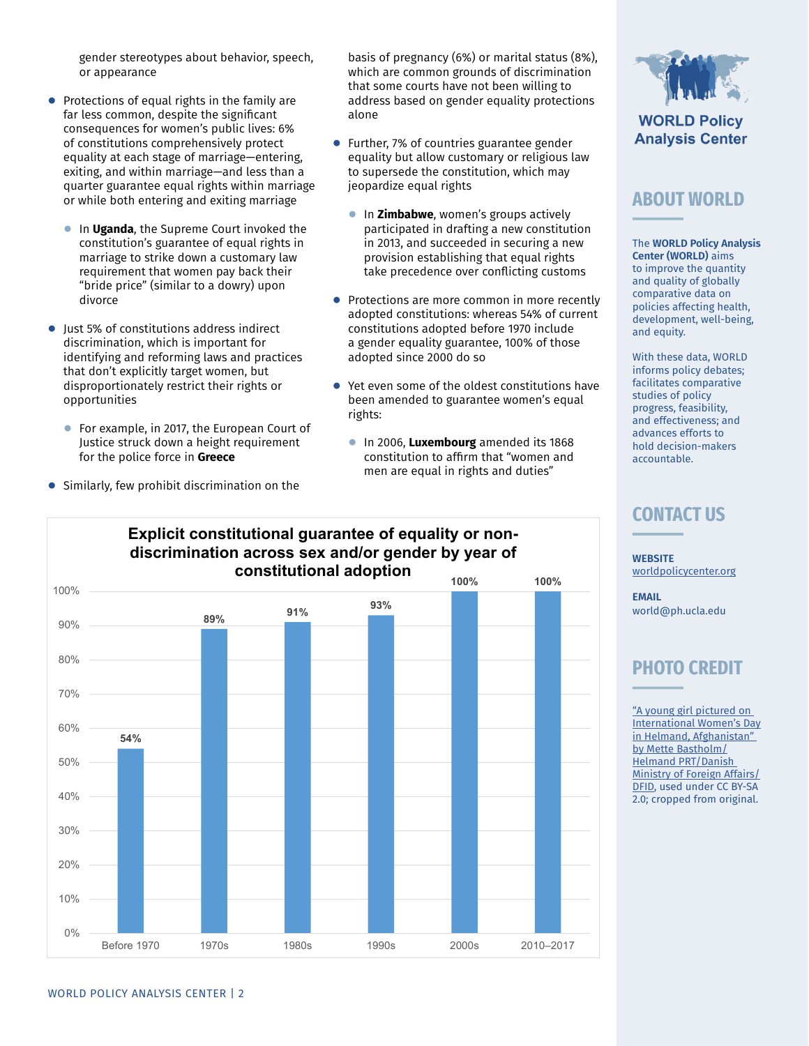gender stereotypes about behavior, speech, or appearance

- Protections of equal rights in the family are far less common, despite the significant consequences for women's public lives: 6% of constitutions comprehensively protect gender equality at each stage of marriage—entering, exiting, and within marriage—and less than a quarter guarantee equal rights within marriage or while both entering and exiting marriage
  - In **Uganda**, the Supreme Court invoked the constitution's guarantee of equal rights in marriage to strike down a customary law requirement that women pay back their "bride price" (similar to a dowry) upon divorce
- Just 5% of constitutions address indirect discrimination, which is important for identifying and reforming laws and practices that don't explicitly target women, but disproportionately restrict their rights or opportunities
  - For example, in 2017, the European Court of Justice struck down a height requirement for the police force in **Greece**
- Similarly, few prohibit discrimination on the basis of pregnancy (6%) or marital status (8%), which are common grounds of discrimination that some courts have not been willing to address based on gender equality protections alone
- Further, 7% of countries guarantee gender equality but allow customary or religious law to supersede the constitution, which may jeopardize equal rights
  - In **Zimbabwe**, women's groups actively participated in drafting a new constitution in 2013, and succeeded in securing a new provision establishing that equal rights take precedence over conflicting customs
- Protections are more common in more recently adopted constitutions: whereas 54% of current constitutions adopted before 1970 include a gender equality guarantee, 100% of those adopted since 2000 do so
- Yet even some of the oldest constitutions have been amended to guarantee women's equal rights:
  - In 2006, **Luxembourg** amended its 1868 constitution to affirm that "women and men are equal in rights and duties"

**Explicit constitutional guarantee of equality or non-discrimination across sex and/or gender by year of constitutional adoption**

100%
90%
80%
70%
60%
50%
40%
30%
20%
10%
0%

Before 1970: 54%
1970s: 89%
1980s: 91%
1990s: 93%
2000s: 100%
2010–2017: 100%

WORLD Policy Analysis Center

## ABOUT WORLD

The **WORLD Policy Analysis Center (WORLD)** aims to improve the quantity and quality of globally comparative data on policies affecting health, development, well-being, and equity.

With these data, WORLD informs policy debates; facilitates comparative studies of policy progress, feasibility, and effectiveness; and advances efforts to hold decision-makers accountable.

## CONTACT US

**WEBSITE**
worldpolicycenter.org

**EMAIL**
world@ph.ucla.edu

## PHOTO CREDIT

"A young girl pictured on International Women's Day in Helmand, Afghanistan" by Mette Bastholm/ Helmand PRT/Danish Ministry of Foreign Affairs/ DFID, used under CC BY-SA 2.0; cropped from original.